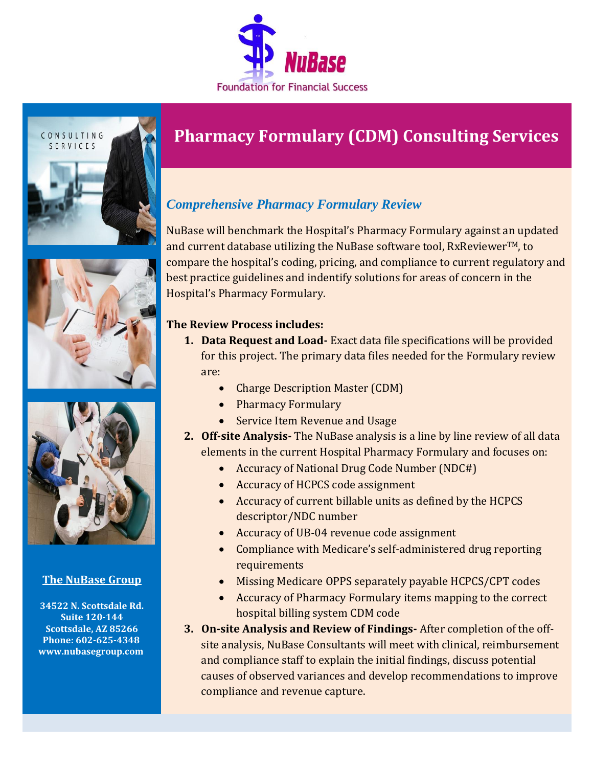NuBase

Foundation for Financial Success

# Pharmacy Formulary (CDM) Consulting Services

## *Comprehensive Pharmacy Formulary Review*

NuBase will benchmark the Hospital's Pharmacy Formulary against an updated and current database utilizing the NuBase software tool, RxReviewer™, to compare the hospital's coding, pricing, and compliance to current regulatory and best practice guidelines and indentify solutions for areas of concern in the Hospital's Pharmacy Formulary.

**The Review Process includes:**

1. **Data Request and Load-** Exact data file specifications will be provided for this project. The primary data files needed for the Formulary review are:
   - Charge Description Master (CDM)
   - Pharmacy Formulary
   - Service Item Revenue and Usage
2. **Off-site Analysis-** The NuBase analysis is a line by line review of all data elements in the current Hospital Pharmacy Formulary and focuses on:
   - Accuracy of National Drug Code Number (NDC#)
   - Accuracy of HCPCS code assignment
   - Accuracy of current billable units as defined by the HCPCS descriptor/NDC number
   - Accuracy of UB-04 revenue code assignment
   - Compliance with Medicare's self-administered drug reporting requirements
   - Missing Medicare OPPS separately payable HCPCS/CPT codes
   - Accuracy of Pharmacy Formulary items mapping to the correct hospital billing system CDM code
3. **On-site Analysis and Review of Findings-** After completion of the off-site analysis, NuBase Consultants will meet with clinical, reimbursement and compliance staff to explain the initial findings, discuss potential causes of observed variances and develop recommendations to improve compliance and revenue capture.

**The NuBase Group**

**34522 N. Scottsdale Rd.**
**Suite 120-144**
**Scottsdale, AZ 85266**
**Phone: 602-625-4348**
**www.nubasegroup.com**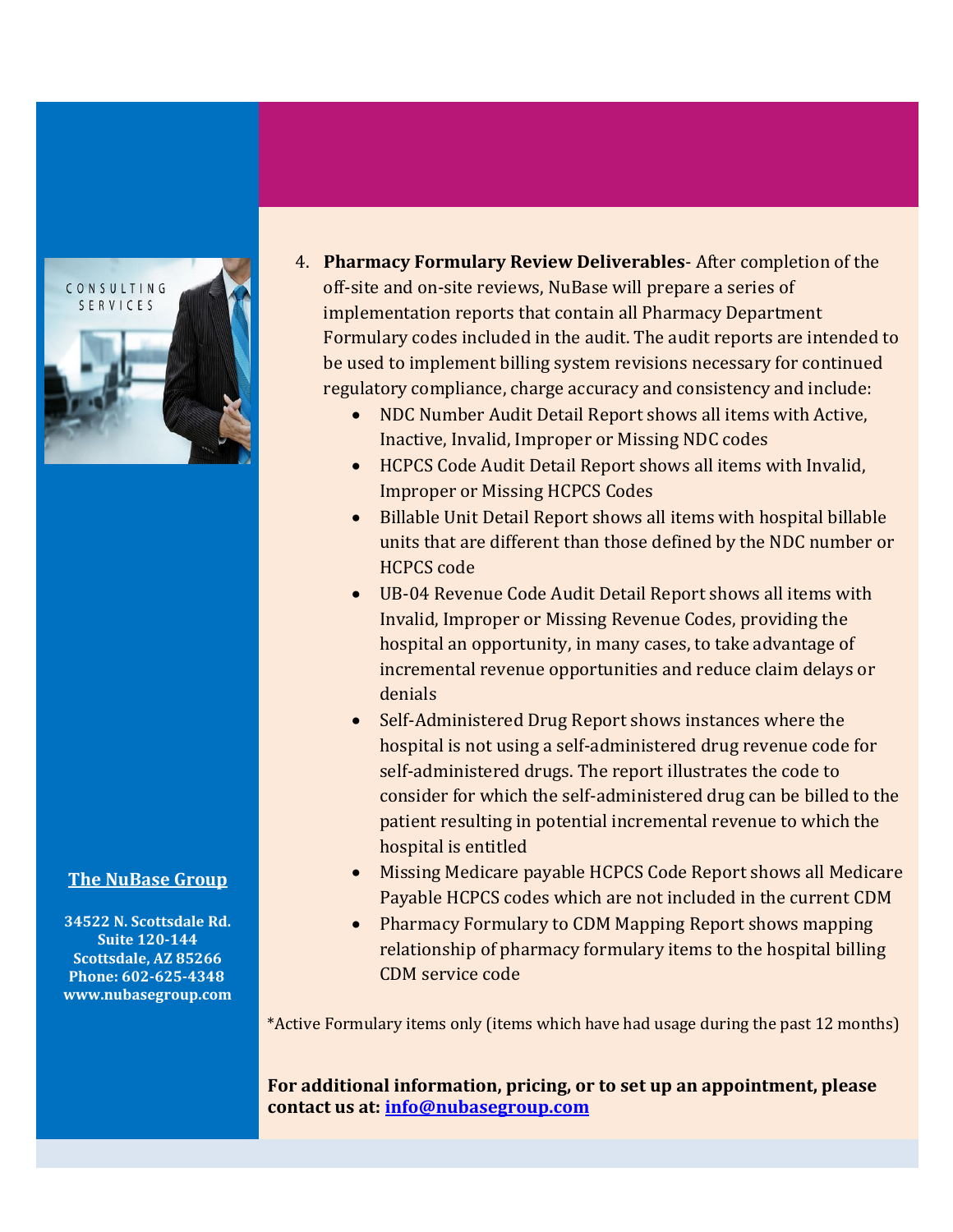4. **Pharmacy Formulary Review Deliverables**- After completion of the off-site and on-site reviews, NuBase will prepare a series of implementation reports that contain all Pharmacy Department Formulary codes included in the audit. The audit reports are intended to be used to implement billing system revisions necessary for continued regulatory compliance, charge accuracy and consistency and include:
   - NDC Number Audit Detail Report shows all items with Active, Inactive, Invalid, Improper or Missing NDC codes
   - HCPCS Code Audit Detail Report shows all items with Invalid, Improper or Missing HCPCS Codes
   - Billable Unit Detail Report shows all items with hospital billable units that are different than those defined by the NDC number or HCPCS code
   - UB-04 Revenue Code Audit Detail Report shows all items with Invalid, Improper or Missing Revenue Codes, providing the hospital an opportunity, in many cases, to take advantage of incremental revenue opportunities and reduce claim delays or denials
   - Self-Administered Drug Report shows instances where the hospital is not using a self-administered drug revenue code for self-administered drugs. The report illustrates the code to consider for which the self-administered drug can be billed to the patient resulting in potential incremental revenue to which the hospital is entitled
   - Missing Medicare payable HCPCS Code Report shows all Medicare Payable HCPCS codes which are not included in the current CDM
   - Pharmacy Formulary to CDM Mapping Report shows mapping relationship of pharmacy formulary items to the hospital billing CDM service code

*Active Formulary items only (items which have had usage during the past 12 months)

**For additional information, pricing, or to set up an appointment, please contact us at: info@nubasegroup.com**

**The NuBase Group**

**34522 N. Scottsdale Rd.**
**Suite 120-144**
**Scottsdale, AZ 85266**
**Phone: 602-625-4348**
**www.nubasegroup.com**